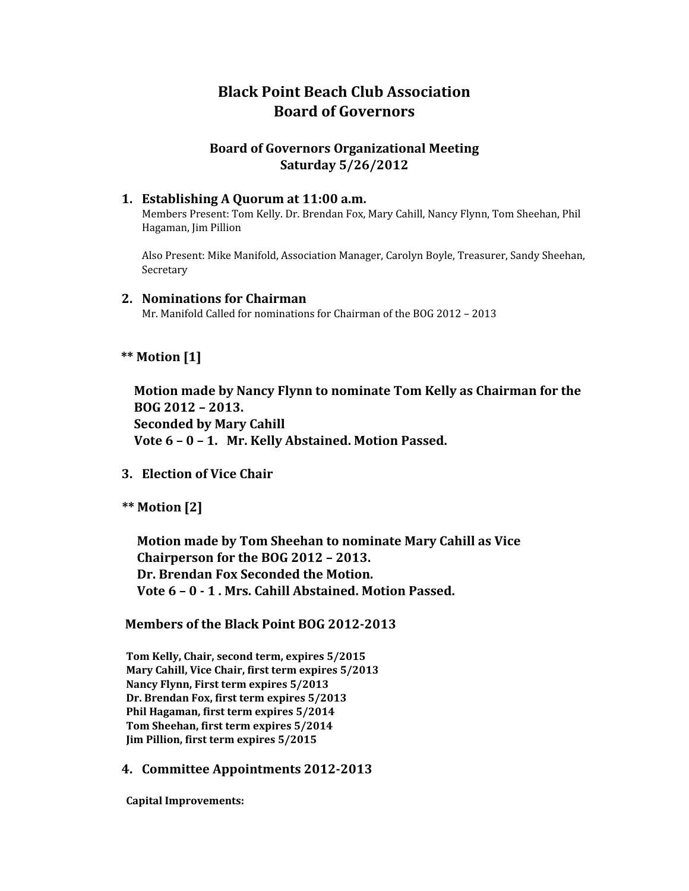# Black Point Beach Club Association
# Board of Governors

## Board of Governors Organizational Meeting
## Saturday 5/26/2012

1. **Establishing A Quorum at 11:00 a.m.**
   Members Present: Tom Kelly. Dr. Brendan Fox, Mary Cahill, Nancy Flynn, Tom Sheehan, Phil Hagaman, Jim Pillion

   Also Present: Mike Manifold, Association Manager, Carolyn Boyle, Treasurer, Sandy Sheehan, Secretary

2. **Nominations for Chairman**
   Mr. Manifold Called for nominations for Chairman of the BOG 2012 – 2013

**** Motion [1]**

**Motion made by Nancy Flynn to nominate Tom Kelly as Chairman for the BOG 2012 – 2013.**
**Seconded by Mary Cahill**
**Vote 6 – 0 – 1. Mr. Kelly Abstained. Motion Passed.**

3. **Election of Vice Chair**

**** Motion [2]**

**Motion made by Tom Sheehan to nominate Mary Cahill as Vice Chairperson for the BOG 2012 – 2013.**
**Dr. Brendan Fox Seconded the Motion.**
**Vote 6 – 0 - 1 . Mrs. Cahill Abstained. Motion Passed.**

**Members of the Black Point BOG 2012-2013**

**Tom Kelly, Chair, second term, expires 5/2015**
**Mary Cahill, Vice Chair, first term expires 5/2013**
**Nancy Flynn, First term expires 5/2013**
**Dr. Brendan Fox, first term expires 5/2013**
**Phil Hagaman, first term expires 5/2014**
**Tom Sheehan, first term expires 5/2014**
**Jim Pillion, first term expires 5/2015**

4. **Committee Appointments 2012-2013**

**Capital Improvements:**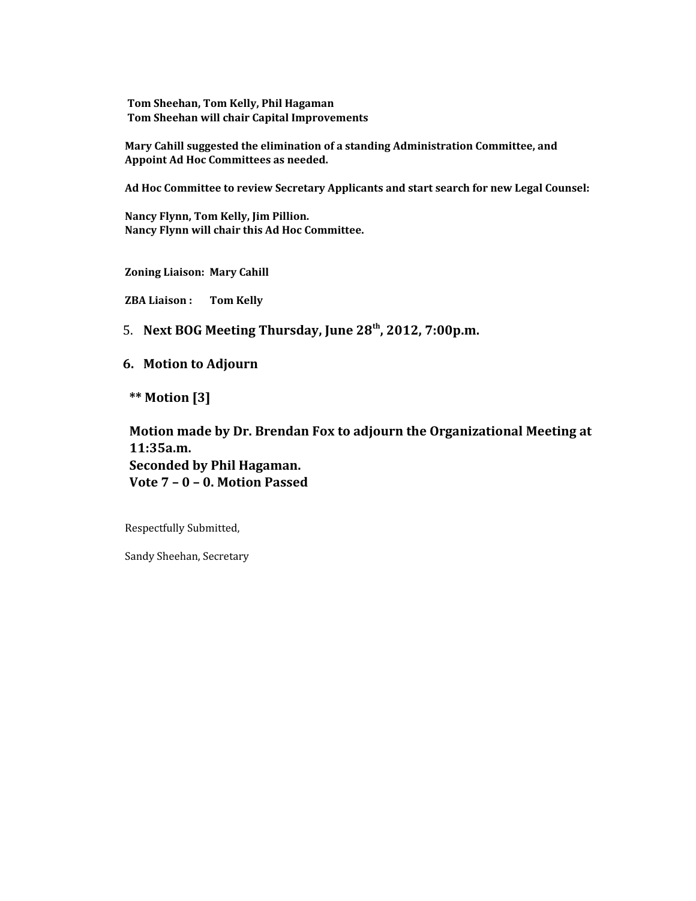**Tom Sheehan, Tom Kelly, Phil Hagaman**
**Tom Sheehan will chair Capital Improvements**

**Mary Cahill suggested the elimination of a standing Administration Committee, and Appoint Ad Hoc Committees as needed.**

**Ad Hoc Committee to review Secretary Applicants and start search for new Legal Counsel:**

**Nancy Flynn, Tom Kelly, Jim Pillion.**
**Nancy Flynn will chair this Ad Hoc Committee.**

**Zoning Liaison: Mary Cahill**

**ZBA Liaison : Tom Kelly**

5. **Next BOG Meeting Thursday, June 28th, 2012, 7:00p.m.**

6. **Motion to Adjourn**

**** Motion [3]**

**Motion made by Dr. Brendan Fox to adjourn the Organizational Meeting at 11:35a.m.**
**Seconded by Phil Hagaman.**
**Vote 7 – 0 – 0. Motion Passed**

Respectfully Submitted,

Sandy Sheehan, Secretary